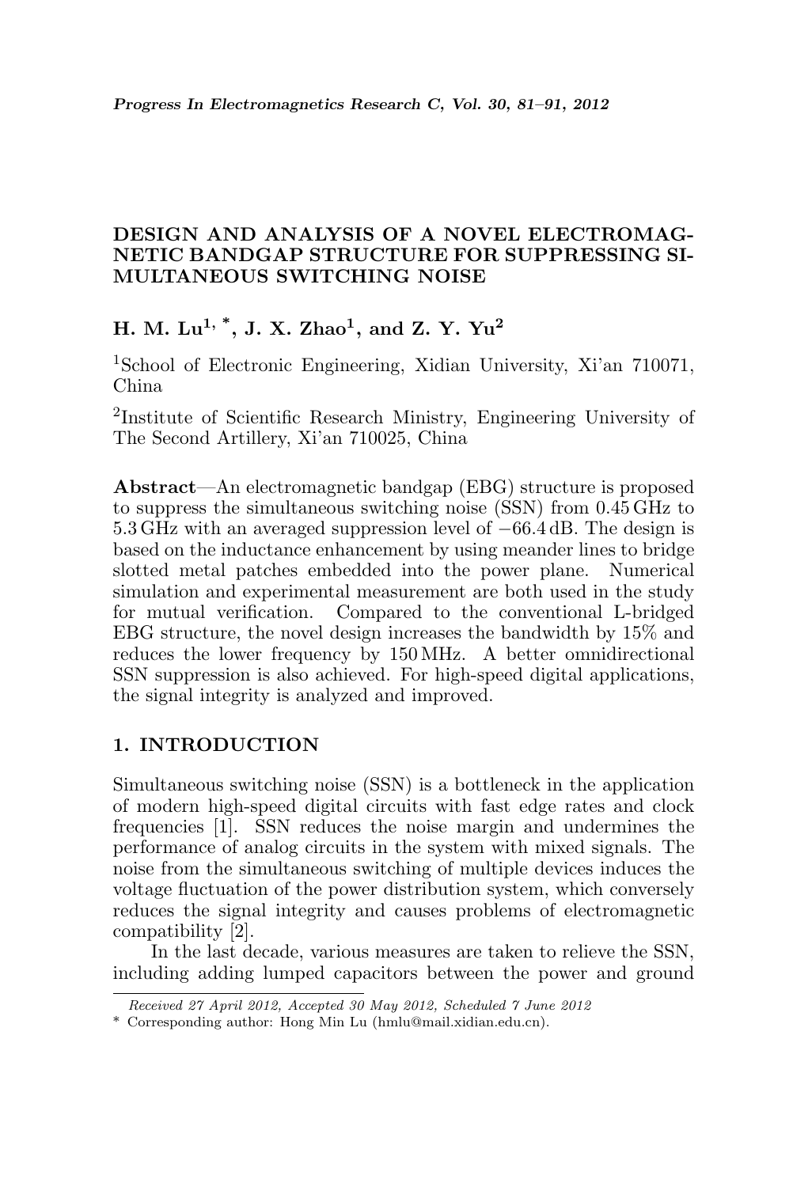# DESIGN AND ANALYSIS OF A NOVEL ELECTROMAGNETIC BANDGAP STRUCTURE FOR SUPPRESSING SIMULTANEOUS SWITCHING NOISE

**H. M. Lu[1, *], J. X. Zhao[1], and Z. Y. Yu[2]**

[1]School of Electronic Engineering, Xidian University, Xi'an 710071, China

[2]Institute of Scientific Research Ministry, Engineering University of The Second Artillery, Xi'an 710025, China

**Abstract**—An electromagnetic bandgap (EBG) structure is proposed to suppress the simultaneous switching noise (SSN) from 0.45 GHz to 5.3 GHz with an averaged suppression level of −66.4 dB. The design is based on the inductance enhancement by using meander lines to bridge slotted metal patches embedded into the power plane. Numerical simulation and experimental measurement are both used in the study for mutual verification. Compared to the conventional L-bridged EBG structure, the novel design increases the bandwidth by 15% and reduces the lower frequency by 150 MHz. A better omnidirectional SSN suppression is also achieved. For high-speed digital applications, the signal integrity is analyzed and improved.

## 1. INTRODUCTION

Simultaneous switching noise (SSN) is a bottleneck in the application of modern high-speed digital circuits with fast edge rates and clock frequencies [1]. SSN reduces the noise margin and undermines the performance of analog circuits in the system with mixed signals. The noise from the simultaneous switching of multiple devices induces the voltage fluctuation of the power distribution system, which conversely reduces the signal integrity and causes problems of electromagnetic compatibility [2].

In the last decade, various measures are taken to relieve the SSN, including adding lumped capacitors between the power and ground

*Received 27 April 2012, Accepted 30 May 2012, Scheduled 7 June 2012*

\* Corresponding author: Hong Min Lu (hmlu@mail.xidian.edu.cn).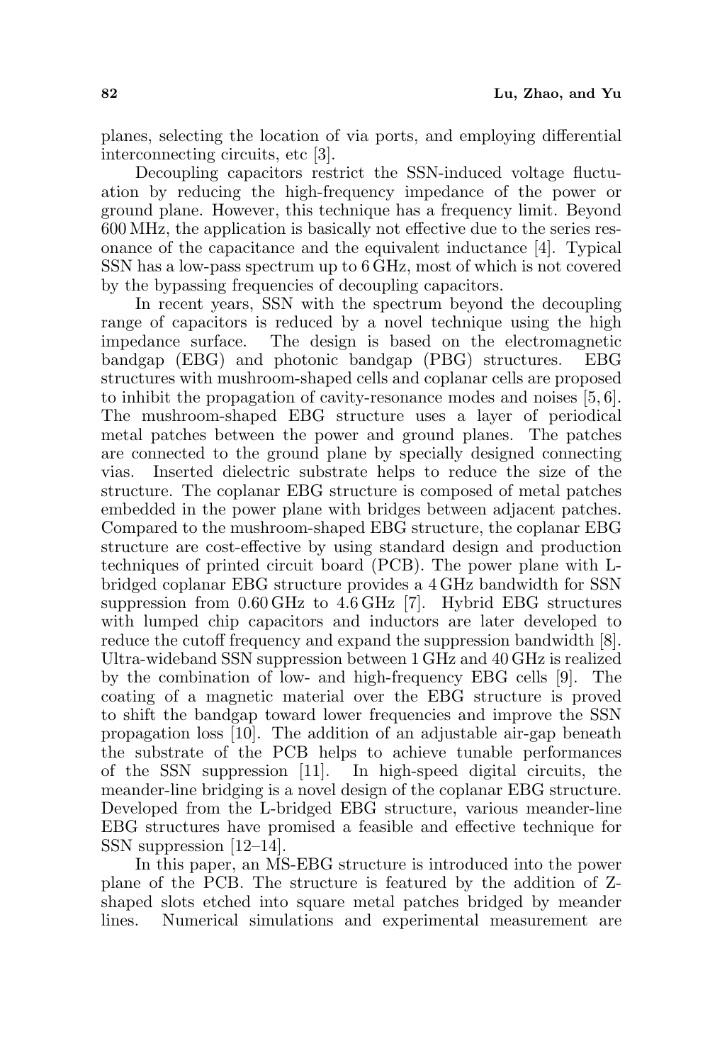planes, selecting the location of via ports, and employing differential interconnecting circuits, etc [3].

Decoupling capacitors restrict the SSN-induced voltage fluctuation by reducing the high-frequency impedance of the power or ground plane. However, this technique has a frequency limit. Beyond 600 MHz, the application is basically not effective due to the series resonance of the capacitance and the equivalent inductance [4]. Typical SSN has a low-pass spectrum up to 6 GHz, most of which is not covered by the bypassing frequencies of decoupling capacitors.

In recent years, SSN with the spectrum beyond the decoupling range of capacitors is reduced by a novel technique using the high impedance surface. The design is based on the electromagnetic bandgap (EBG) and photonic bandgap (PBG) structures. EBG structures with mushroom-shaped cells and coplanar cells are proposed to inhibit the propagation of cavity-resonance modes and noises [5, 6]. The mushroom-shaped EBG structure uses a layer of periodical metal patches between the power and ground planes. The patches are connected to the ground plane by specially designed connecting vias. Inserted dielectric substrate helps to reduce the size of the structure. The coplanar EBG structure is composed of metal patches embedded in the power plane with bridges between adjacent patches. Compared to the mushroom-shaped EBG structure, the coplanar EBG structure are cost-effective by using standard design and production techniques of printed circuit board (PCB). The power plane with L-bridged coplanar EBG structure provides a 4 GHz bandwidth for SSN suppression from 0.60 GHz to 4.6 GHz [7]. Hybrid EBG structures with lumped chip capacitors and inductors are later developed to reduce the cutoff frequency and expand the suppression bandwidth [8]. Ultra-wideband SSN suppression between 1 GHz and 40 GHz is realized by the combination of low- and high-frequency EBG cells [9]. The coating of a magnetic material over the EBG structure is proved to shift the bandgap toward lower frequencies and improve the SSN propagation loss [10]. The addition of an adjustable air-gap beneath the substrate of the PCB helps to achieve tunable performances of the SSN suppression [11]. In high-speed digital circuits, the meander-line bridging is a novel design of the coplanar EBG structure. Developed from the L-bridged EBG structure, various meander-line EBG structures have promised a feasible and effective technique for SSN suppression [12–14].

In this paper, an MS-EBG structure is introduced into the power plane of the PCB. The structure is featured by the addition of Z-shaped slots etched into square metal patches bridged by meander lines. Numerical simulations and experimental measurement are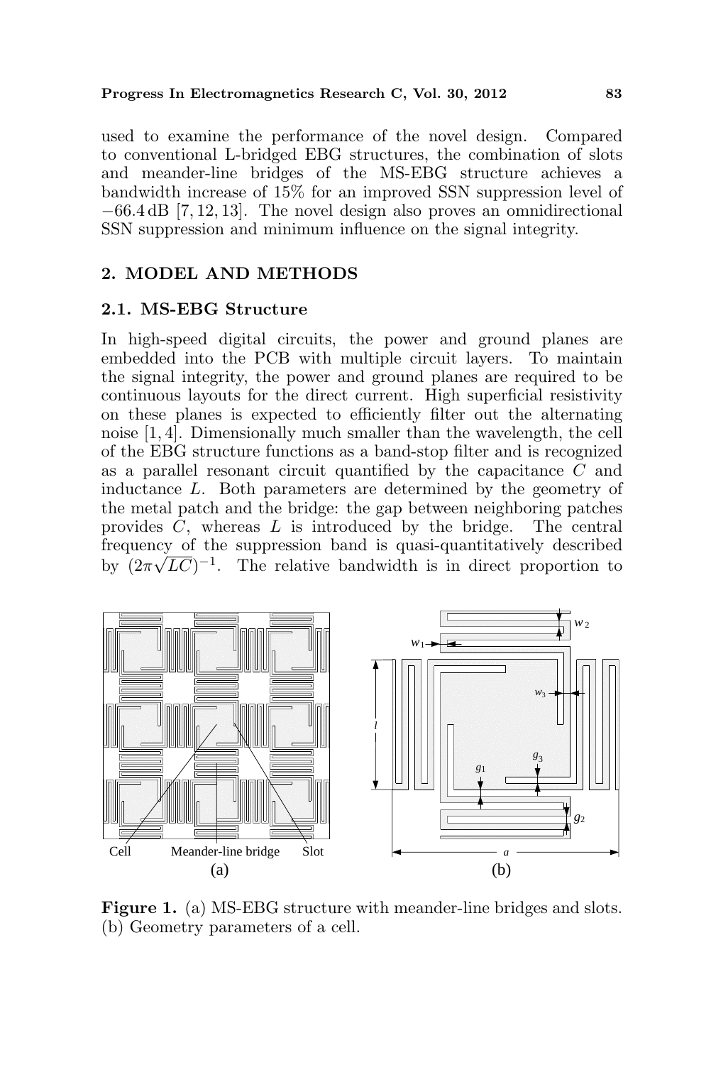used to examine the performance of the novel design. Compared to conventional L-bridged EBG structures, the combination of slots and meander-line bridges of the MS-EBG structure achieves a bandwidth increase of 15% for an improved SSN suppression level of −66.4 dB [7, 12, 13]. The novel design also proves an omnidirectional SSN suppression and minimum influence on the signal integrity.

## 2. MODEL AND METHODS

### 2.1. MS-EBG Structure

In high-speed digital circuits, the power and ground planes are embedded into the PCB with multiple circuit layers. To maintain the signal integrity, the power and ground planes are required to be continuous layouts for the direct current. High superficial resistivity on these planes is expected to efficiently filter out the alternating noise [1, 4]. Dimensionally much smaller than the wavelength, the cell of the EBG structure functions as a band-stop filter and is recognized as a parallel resonant circuit quantified by the capacitance $C$ and inductance $L$. Both parameters are determined by the geometry of the metal patch and the bridge: the gap between neighboring patches provides $C$, whereas $L$ is introduced by the bridge. The central frequency of the suppression band is quasi-quantitatively described by $(2\pi\sqrt{LC})^{-1}$. The relative bandwidth is in direct proportion to

**Figure 1.** (a) MS-EBG structure with meander-line bridges and slots. (b) Geometry parameters of a cell.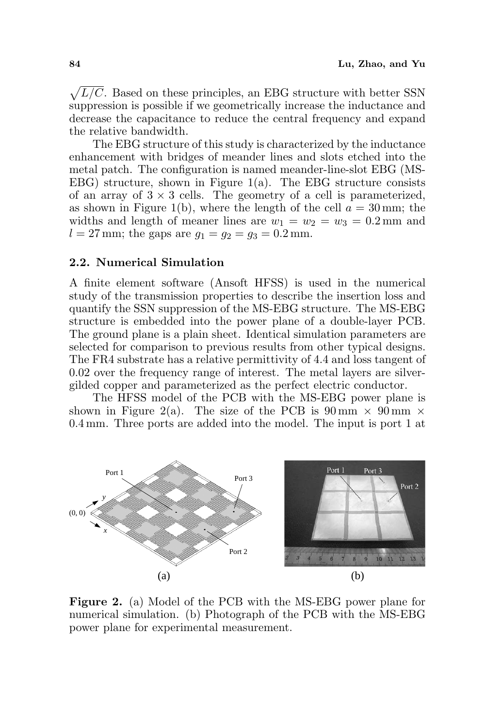$\sqrt{L/C}$. Based on these principles, an EBG structure with better SSN suppression is possible if we geometrically increase the inductance and decrease the capacitance to reduce the central frequency and expand the relative bandwidth.

The EBG structure of this study is characterized by the inductance enhancement with bridges of meander lines and slots etched into the metal patch. The configuration is named meander-line-slot EBG (MS-EBG) structure, shown in Figure 1(a). The EBG structure consists of an array of $3 \times 3$ cells. The geometry of a cell is parameterized, as shown in Figure 1(b), where the length of the cell $a = 30\,\text{mm}$; the widths and length of meaner lines are $w_1 = w_2 = w_3 = 0.2\,\text{mm}$ and $l = 27\,\text{mm}$; the gaps are $g_1 = g_2 = g_3 = 0.2\,\text{mm}$.

### 2.2. Numerical Simulation

A finite element software (Ansoft HFSS) is used in the numerical study of the transmission properties to describe the insertion loss and quantify the SSN suppression of the MS-EBG structure. The MS-EBG structure is embedded into the power plane of a double-layer PCB. The ground plane is a plain sheet. Identical simulation parameters are selected for comparison to previous results from other typical designs. The FR4 substrate has a relative permittivity of 4.4 and loss tangent of 0.02 over the frequency range of interest. The metal layers are silver-gilded copper and parameterized as the perfect electric conductor.

The HFSS model of the PCB with the MS-EBG power plane is shown in Figure 2(a). The size of the PCB is $90\,\text{mm} \times 90\,\text{mm} \times 0.4\,\text{mm}$. Three ports are added into the model. The input is port 1 at

**Figure 2.** (a) Model of the PCB with the MS-EBG power plane for numerical simulation. (b) Photograph of the PCB with the MS-EBG power plane for experimental measurement.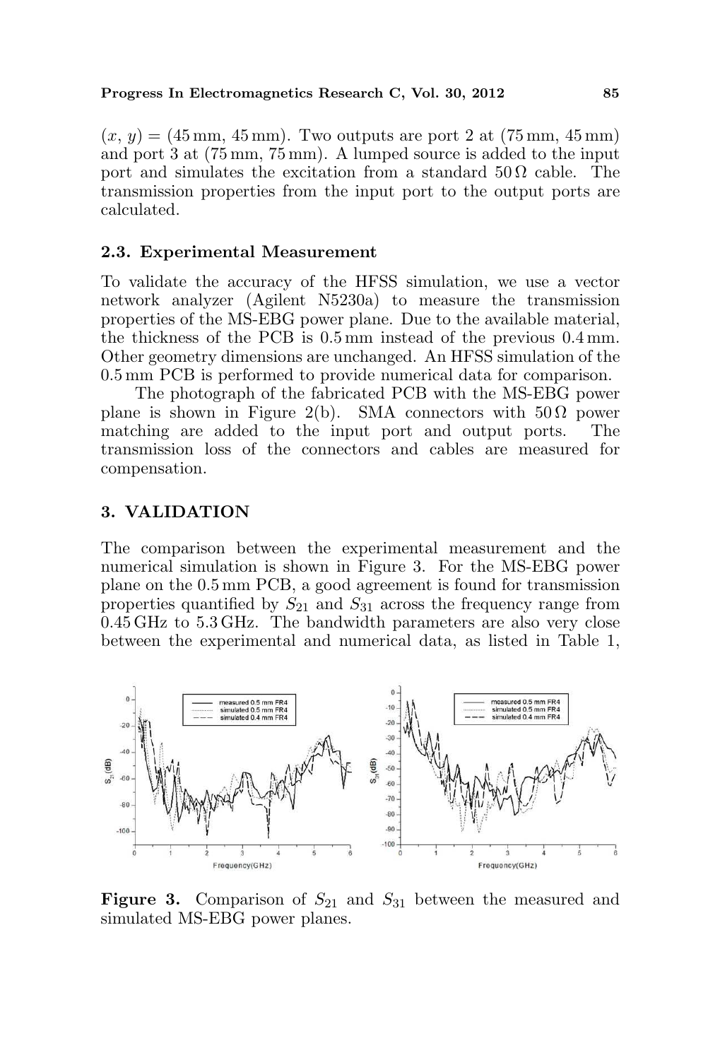$(x, y) = (45\,\text{mm}, 45\,\text{mm})$. Two outputs are port 2 at $(75\,\text{mm}, 45\,\text{mm})$ and port 3 at $(75\,\text{mm}, 75\,\text{mm})$. A lumped source is added to the input port and simulates the excitation from a standard $50\,\Omega$ cable. The transmission properties from the input port to the output ports are calculated.

### 2.3. Experimental Measurement

To validate the accuracy of the HFSS simulation, we use a vector network analyzer (Agilent N5230a) to measure the transmission properties of the MS-EBG power plane. Due to the available material, the thickness of the PCB is 0.5 mm instead of the previous 0.4 mm. Other geometry dimensions are unchanged. An HFSS simulation of the 0.5 mm PCB is performed to provide numerical data for comparison.

The photograph of the fabricated PCB with the MS-EBG power plane is shown in Figure 2(b). SMA connectors with $50\,\Omega$ power matching are added to the input port and output ports. The transmission loss of the connectors and cables are measured for compensation.

## 3. VALIDATION

The comparison between the experimental measurement and the numerical simulation is shown in Figure 3. For the MS-EBG power plane on the 0.5 mm PCB, a good agreement is found for transmission properties quantified by $S_{21}$ and $S_{31}$ across the frequency range from 0.45 GHz to 5.3 GHz. The bandwidth parameters are also very close between the experimental and numerical data, as listed in Table 1,

**Figure 3.** Comparison of $S_{21}$ and $S_{31}$ between the measured and simulated MS-EBG power planes.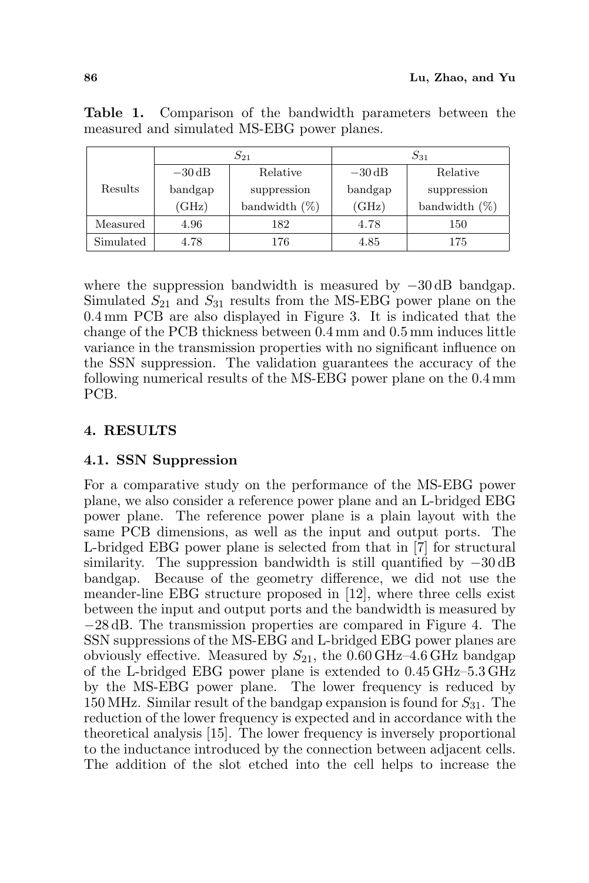**Table 1.** Comparison of the bandwidth parameters between the measured and simulated MS-EBG power planes.

| Results | $S_{21}$ | | $S_{31}$ | |
|---|---|---|---|---|
| | $-30$ dB bandgap (GHz) | Relative suppression bandwidth (%) | $-30$ dB bandgap (GHz) | Relative suppression bandwidth (%) |
| Measured | 4.96 | 182 | 4.78 | 150 |
| Simulated | 4.78 | 176 | 4.85 | 175 |

where the suppression bandwidth is measured by $-30$ dB bandgap. Simulated $S_{21}$ and $S_{31}$ results from the MS-EBG power plane on the 0.4 mm PCB are also displayed in Figure 3. It is indicated that the change of the PCB thickness between 0.4 mm and 0.5 mm induces little variance in the transmission properties with no significant influence on the SSN suppression. The validation guarantees the accuracy of the following numerical results of the MS-EBG power plane on the 0.4 mm PCB.

## 4. RESULTS

### 4.1. SSN Suppression

For a comparative study on the performance of the MS-EBG power plane, we also consider a reference power plane and an L-bridged EBG power plane. The reference power plane is a plain layout with the same PCB dimensions, as well as the input and output ports. The L-bridged EBG power plane is selected from that in [7] for structural similarity. The suppression bandwidth is still quantified by $-30$ dB bandgap. Because of the geometry difference, we did not use the meander-line EBG structure proposed in [12], where three cells exist between the input and output ports and the bandwidth is measured by $-28$ dB. The transmission properties are compared in Figure 4. The SSN suppressions of the MS-EBG and L-bridged EBG power planes are obviously effective. Measured by $S_{21}$, the 0.60 GHz–4.6 GHz bandgap of the L-bridged EBG power plane is extended to 0.45 GHz–5.3 GHz by the MS-EBG power plane. The lower frequency is reduced by 150 MHz. Similar result of the bandgap expansion is found for $S_{31}$. The reduction of the lower frequency is expected and in accordance with the theoretical analysis [15]. The lower frequency is inversely proportional to the inductance introduced by the connection between adjacent cells. The addition of the slot etched into the cell helps to increase the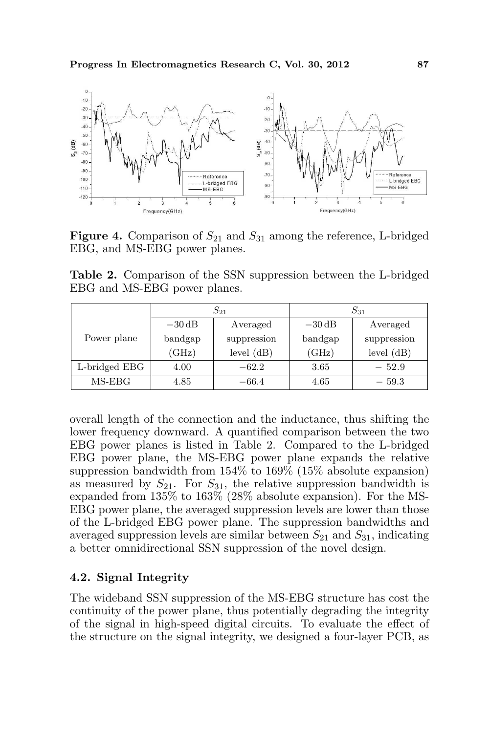**Figure 4.** Comparison of $S_{21}$ and $S_{31}$ among the reference, L-bridged EBG, and MS-EBG power planes.

**Table 2.** Comparison of the SSN suppression between the L-bridged EBG and MS-EBG power planes.

| Power plane | $S_{21}$ | | $S_{31}$ | |
|---|---|---|---|---|
| | $-30$ dB bandgap (GHz) | Averaged suppression level (dB) | $-30$ dB bandgap (GHz) | Averaged suppression level (dB) |
| L-bridged EBG | 4.00 | $-62.2$ | 3.65 | $-52.9$ |
| MS-EBG | 4.85 | $-66.4$ | 4.65 | $-59.3$ |

overall length of the connection and the inductance, thus shifting the lower frequency downward. A quantified comparison between the two EBG power planes is listed in Table 2. Compared to the L-bridged EBG power plane, the MS-EBG power plane expands the relative suppression bandwidth from 154% to 169% (15% absolute expansion) as measured by $S_{21}$. For $S_{31}$, the relative suppression bandwidth is expanded from 135% to 163% (28% absolute expansion). For the MS-EBG power plane, the averaged suppression levels are lower than those of the L-bridged EBG power plane. The suppression bandwidths and averaged suppression levels are similar between $S_{21}$ and $S_{31}$, indicating a better omnidirectional SSN suppression of the novel design.

### 4.2. Signal Integrity

The wideband SSN suppression of the MS-EBG structure has cost the continuity of the power plane, thus potentially degrading the integrity of the signal in high-speed digital circuits. To evaluate the effect of the structure on the signal integrity, we designed a four-layer PCB, as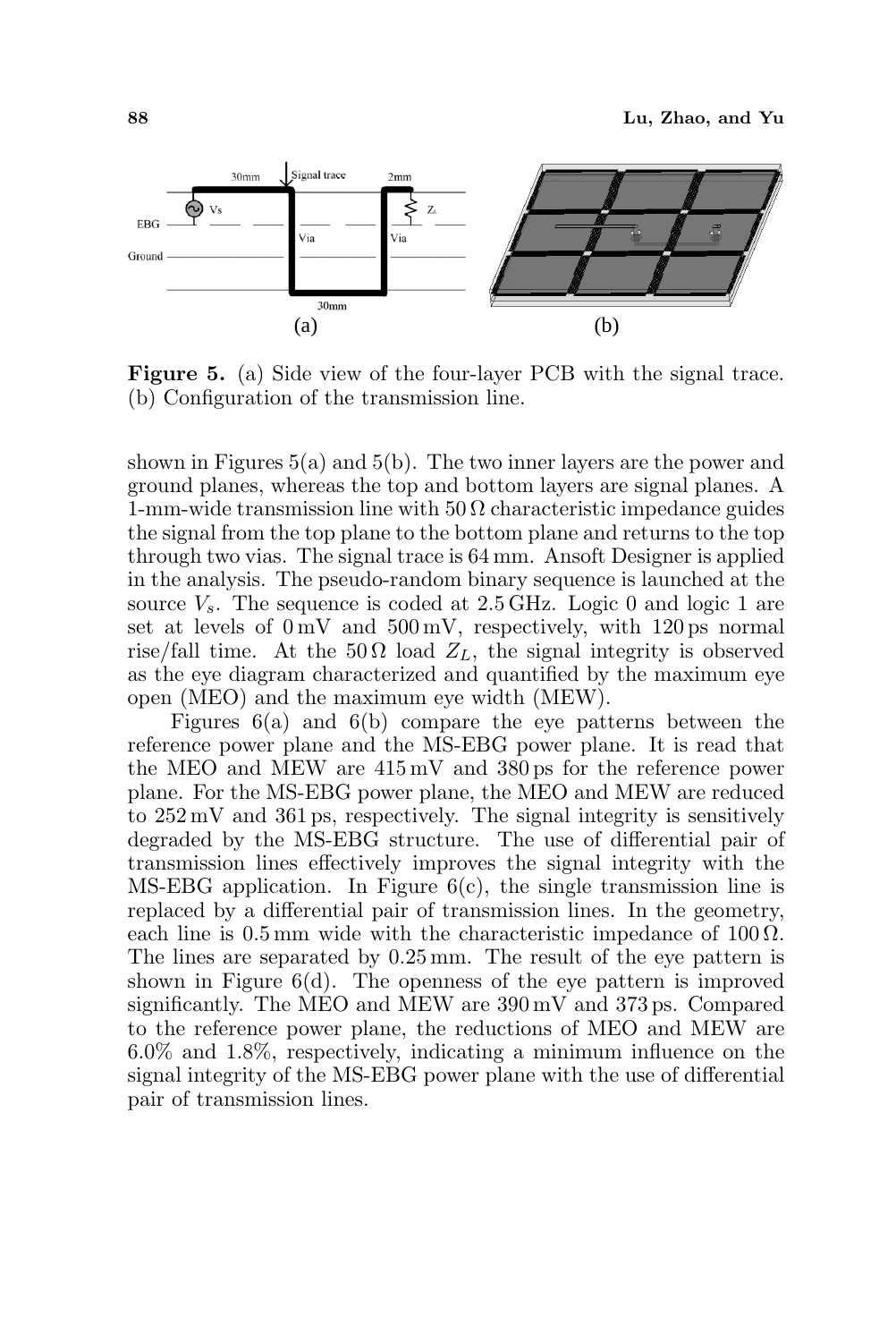**Figure 5.** (a) Side view of the four-layer PCB with the signal trace. (b) Configuration of the transmission line.

shown in Figures 5(a) and 5(b). The two inner layers are the power and ground planes, whereas the top and bottom layers are signal planes. A 1-mm-wide transmission line with 50 Ω characteristic impedance guides the signal from the top plane to the bottom plane and returns to the top through two vias. The signal trace is 64 mm. Ansoft Designer is applied in the analysis. The pseudo-random binary sequence is launched at the source $V_s$. The sequence is coded at 2.5 GHz. Logic 0 and logic 1 are set at levels of 0 mV and 500 mV, respectively, with 120 ps normal rise/fall time. At the 50 Ω load $Z_L$, the signal integrity is observed as the eye diagram characterized and quantified by the maximum eye open (MEO) and the maximum eye width (MEW).

Figures 6(a) and 6(b) compare the eye patterns between the reference power plane and the MS-EBG power plane. It is read that the MEO and MEW are 415 mV and 380 ps for the reference power plane. For the MS-EBG power plane, the MEO and MEW are reduced to 252 mV and 361 ps, respectively. The signal integrity is sensitively degraded by the MS-EBG structure. The use of differential pair of transmission lines effectively improves the signal integrity with the MS-EBG application. In Figure 6(c), the single transmission line is replaced by a differential pair of transmission lines. In the geometry, each line is 0.5 mm wide with the characteristic impedance of 100 Ω. The lines are separated by 0.25 mm. The result of the eye pattern is shown in Figure 6(d). The openness of the eye pattern is improved significantly. The MEO and MEW are 390 mV and 373 ps. Compared to the reference power plane, the reductions of MEO and MEW are 6.0% and 1.8%, respectively, indicating a minimum influence on the signal integrity of the MS-EBG power plane with the use of differential pair of transmission lines.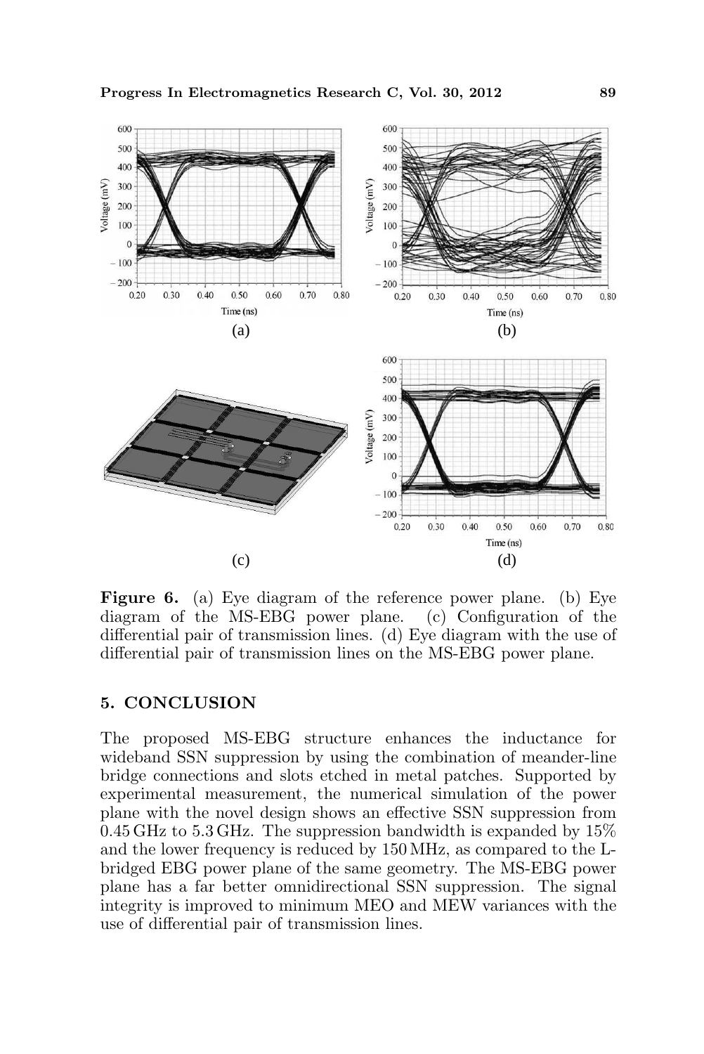**Figure 6.** (a) Eye diagram of the reference power plane. (b) Eye diagram of the MS-EBG power plane. (c) Configuration of the differential pair of transmission lines. (d) Eye diagram with the use of differential pair of transmission lines on the MS-EBG power plane.

## 5. CONCLUSION

The proposed MS-EBG structure enhances the inductance for wideband SSN suppression by using the combination of meander-line bridge connections and slots etched in metal patches. Supported by experimental measurement, the numerical simulation of the power plane with the novel design shows an effective SSN suppression from 0.45 GHz to 5.3 GHz. The suppression bandwidth is expanded by 15% and the lower frequency is reduced by 150 MHz, as compared to the L-bridged EBG power plane of the same geometry. The MS-EBG power plane has a far better omnidirectional SSN suppression. The signal integrity is improved to minimum MEO and MEW variances with the use of differential pair of transmission lines.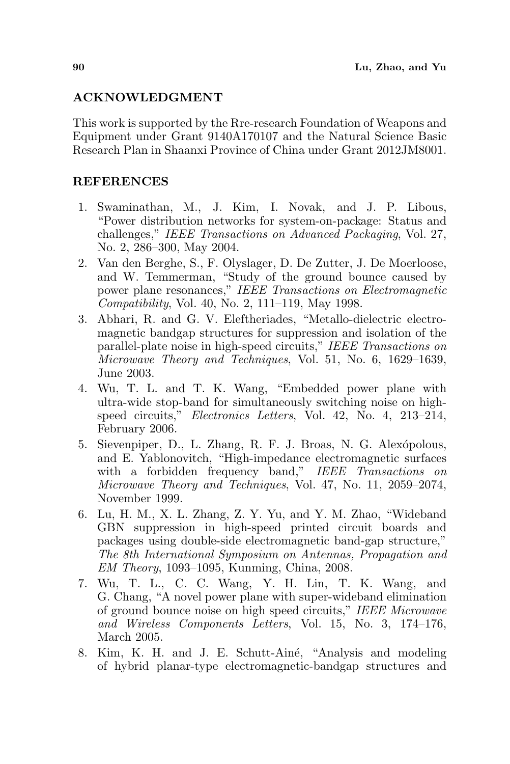## ACKNOWLEDGMENT

This work is supported by the Rre-research Foundation of Weapons and Equipment under Grant 9140A170107 and the Natural Science Basic Research Plan in Shaanxi Province of China under Grant 2012JM8001.

## REFERENCES

1. Swaminathan, M., J. Kim, I. Novak, and J. P. Libous, "Power distribution networks for system-on-package: Status and challenges," *IEEE Transactions on Advanced Packaging*, Vol. 27, No. 2, 286–300, May 2004.
2. Van den Berghe, S., F. Olyslager, D. De Zutter, J. De Moerloose, and W. Temmerman, "Study of the ground bounce caused by power plane resonances," *IEEE Transactions on Electromagnetic Compatibility*, Vol. 40, No. 2, 111–119, May 1998.
3. Abhari, R. and G. V. Eleftheriades, "Metallo-dielectric electromagnetic bandgap structures for suppression and isolation of the parallel-plate noise in high-speed circuits," *IEEE Transactions on Microwave Theory and Techniques*, Vol. 51, No. 6, 1629–1639, June 2003.
4. Wu, T. L. and T. K. Wang, "Embedded power plane with ultra-wide stop-band for simultaneously switching noise on high-speed circuits," *Electronics Letters*, Vol. 42, No. 4, 213–214, February 2006.
5. Sievenpiper, D., L. Zhang, R. F. J. Broas, N. G. Alexópolous, and E. Yablonovitch, "High-impedance electromagnetic surfaces with a forbidden frequency band," *IEEE Transactions on Microwave Theory and Techniques*, Vol. 47, No. 11, 2059–2074, November 1999.
6. Lu, H. M., X. L. Zhang, Z. Y. Yu, and Y. M. Zhao, "Wideband GBN suppression in high-speed printed circuit boards and packages using double-side electromagnetic band-gap structure," *The 8th International Symposium on Antennas, Propagation and EM Theory*, 1093–1095, Kunming, China, 2008.
7. Wu, T. L., C. C. Wang, Y. H. Lin, T. K. Wang, and G. Chang, "A novel power plane with super-wideband elimination of ground bounce noise on high speed circuits," *IEEE Microwave and Wireless Components Letters*, Vol. 15, No. 3, 174–176, March 2005.
8. Kim, K. H. and J. E. Schutt-Ainé, "Analysis and modeling of hybrid planar-type electromagnetic-bandgap structures and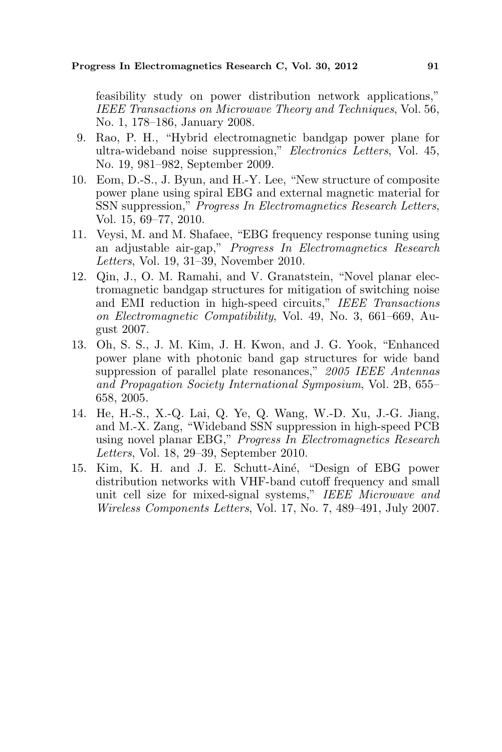feasibility study on power distribution network applications," *IEEE Transactions on Microwave Theory and Techniques*, Vol. 56, No. 1, 178–186, January 2008.

9. Rao, P. H., "Hybrid electromagnetic bandgap power plane for ultra-wideband noise suppression," *Electronics Letters*, Vol. 45, No. 19, 981–982, September 2009.
10. Eom, D.-S., J. Byun, and H.-Y. Lee, "New structure of composite power plane using spiral EBG and external magnetic material for SSN suppression," *Progress In Electromagnetics Research Letters*, Vol. 15, 69–77, 2010.
11. Veysi, M. and M. Shafaee, "EBG frequency response tuning using an adjustable air-gap," *Progress In Electromagnetics Research Letters*, Vol. 19, 31–39, November 2010.
12. Qin, J., O. M. Ramahi, and V. Granatstein, "Novel planar electromagnetic bandgap structures for mitigation of switching noise and EMI reduction in high-speed circuits," *IEEE Transactions on Electromagnetic Compatibility*, Vol. 49, No. 3, 661–669, August 2007.
13. Oh, S. S., J. M. Kim, J. H. Kwon, and J. G. Yook, "Enhanced power plane with photonic band gap structures for wide band suppression of parallel plate resonances," *2005 IEEE Antennas and Propagation Society International Symposium*, Vol. 2B, 655–658, 2005.
14. He, H.-S., X.-Q. Lai, Q. Ye, Q. Wang, W.-D. Xu, J.-G. Jiang, and M.-X. Zang, "Wideband SSN suppression in high-speed PCB using novel planar EBG," *Progress In Electromagnetics Research Letters*, Vol. 18, 29–39, September 2010.
15. Kim, K. H. and J. E. Schutt-Ainé, "Design of EBG power distribution networks with VHF-band cutoff frequency and small unit cell size for mixed-signal systems," *IEEE Microwave and Wireless Components Letters*, Vol. 17, No. 7, 489–491, July 2007.